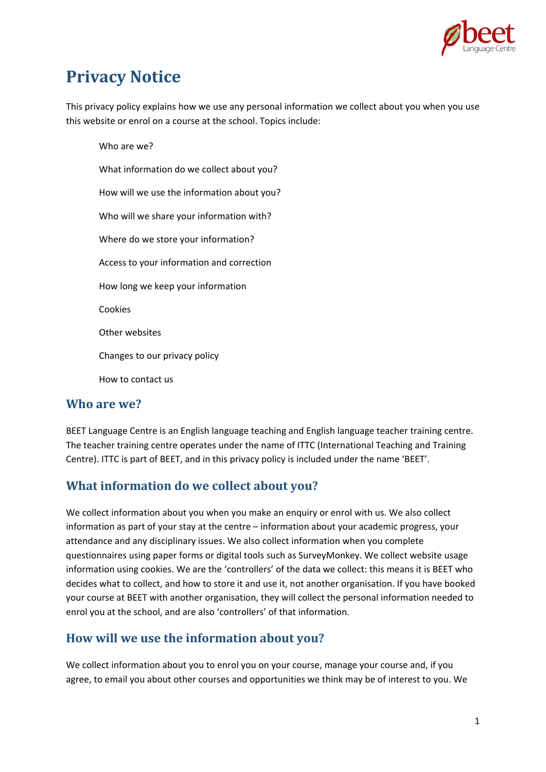# Privacy Notice

This privacy policy explains how we use any personal information we collect about you when you use this website or enrol on a course at the school. Topics include:

- Who are we?
- What information do we collect about you?
- How will we use the information about you?
- Who will we share your information with?
- Where do we store your information?
- Access to your information and correction
- How long we keep your information
- Cookies
- Other websites
- Changes to our privacy policy
- How to contact us

## Who are we?

BEET Language Centre is an English language teaching and English language teacher training centre. The teacher training centre operates under the name of ITTC (International Teaching and Training Centre). ITTC is part of BEET, and in this privacy policy is included under the name 'BEET'.

## What information do we collect about you?

We collect information about you when you make an enquiry or enrol with us. We also collect information as part of your stay at the centre – information about your academic progress, your attendance and any disciplinary issues. We also collect information when you complete questionnaires using paper forms or digital tools such as SurveyMonkey. We collect website usage information using cookies. We are the 'controllers' of the data we collect: this means it is BEET who decides what to collect, and how to store it and use it, not another organisation. If you have booked your course at BEET with another organisation, they will collect the personal information needed to enrol you at the school, and are also 'controllers' of that information.

## How will we use the information about you?

We collect information about you to enrol you on your course, manage your course and, if you agree, to email you about other courses and opportunities we think may be of interest to you. We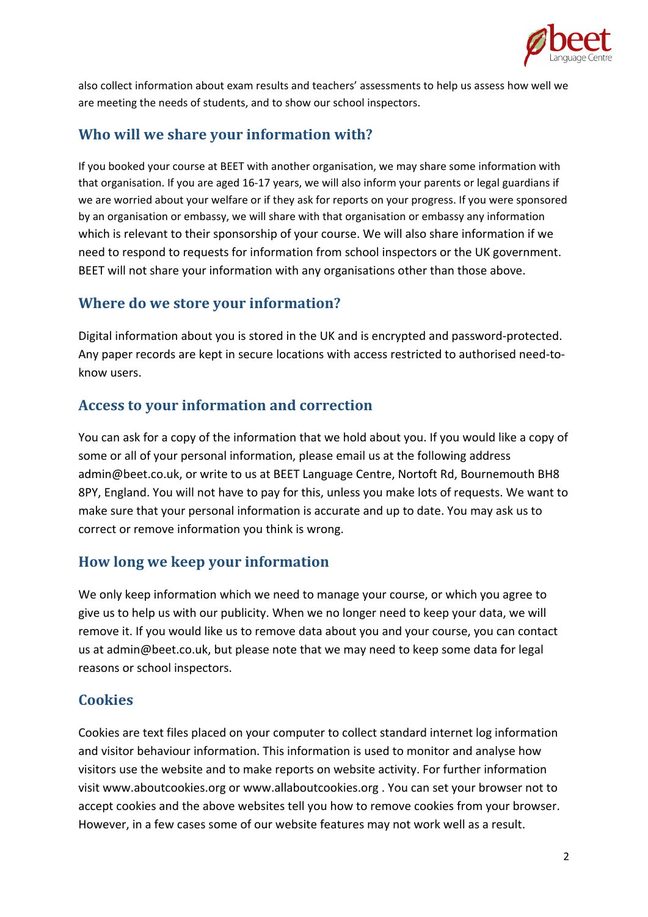also collect information about exam results and teachers' assessments to help us assess how well we are meeting the needs of students, and to show our school inspectors.

## Who will we share your information with?

If you booked your course at BEET with another organisation, we may share some information with that organisation. If you are aged 16-17 years, we will also inform your parents or legal guardians if we are worried about your welfare or if they ask for reports on your progress. If you were sponsored by an organisation or embassy, we will share with that organisation or embassy any information which is relevant to their sponsorship of your course. We will also share information if we need to respond to requests for information from school inspectors or the UK government. BEET will not share your information with any organisations other than those above.

## Where do we store your information?

Digital information about you is stored in the UK and is encrypted and password-protected. Any paper records are kept in secure locations with access restricted to authorised need-to-know users.

## Access to your information and correction

You can ask for a copy of the information that we hold about you. If you would like a copy of some or all of your personal information, please email us at the following address admin@beet.co.uk, or write to us at BEET Language Centre, Nortoft Rd, Bournemouth BH8 8PY, England. You will not have to pay for this, unless you make lots of requests. We want to make sure that your personal information is accurate and up to date. You may ask us to correct or remove information you think is wrong.

## How long we keep your information

We only keep information which we need to manage your course, or which you agree to give us to help us with our publicity. When we no longer need to keep your data, we will remove it. If you would like us to remove data about you and your course, you can contact us at admin@beet.co.uk, but please note that we may need to keep some data for legal reasons or school inspectors.

## Cookies

Cookies are text files placed on your computer to collect standard internet log information and visitor behaviour information. This information is used to monitor and analyse how visitors use the website and to make reports on website activity. For further information visit www.aboutcookies.org or www.allaboutcookies.org . You can set your browser not to accept cookies and the above websites tell you how to remove cookies from your browser. However, in a few cases some of our website features may not work well as a result.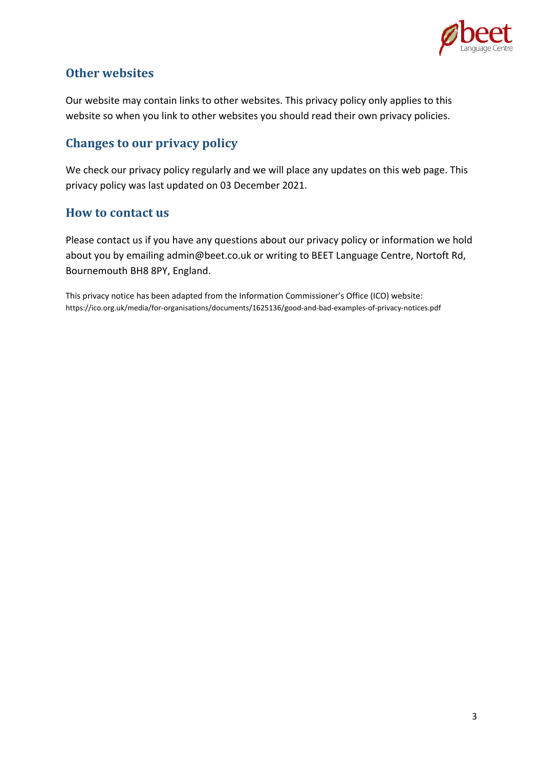## Other websites

Our website may contain links to other websites. This privacy policy only applies to this website so when you link to other websites you should read their own privacy policies.

## Changes to our privacy policy

We check our privacy policy regularly and we will place any updates on this web page. This privacy policy was last updated on 03 December 2021.

## How to contact us

Please contact us if you have any questions about our privacy policy or information we hold about you by emailing admin@beet.co.uk or writing to BEET Language Centre, Nortoft Rd, Bournemouth BH8 8PY, England.

This privacy notice has been adapted from the Information Commissioner's Office (ICO) website: https://ico.org.uk/media/for-organisations/documents/1625136/good-and-bad-examples-of-privacy-notices.pdf